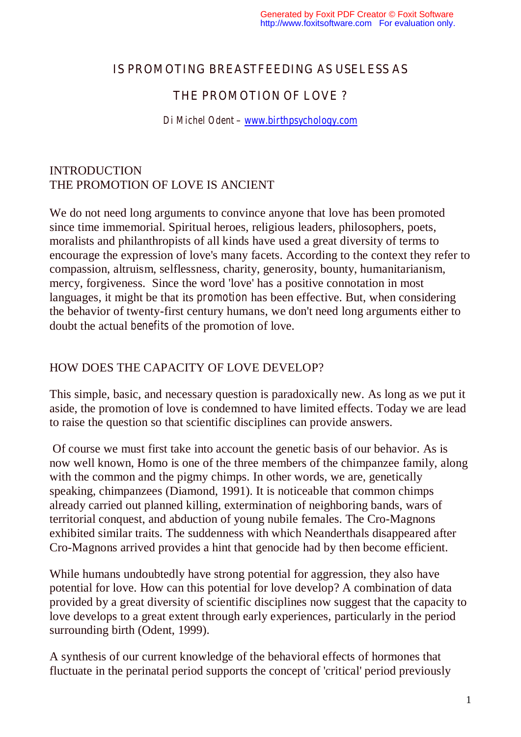# IS PROMOTING BREASTFEEDING AS USELESS AS THE PROMOTION OF LOVE ?

Di Michel Odent – www.birthpsychology.com

## INTRODUCTION
## THE PROMOTION OF LOVE IS ANCIENT

We do not need long arguments to convince anyone that love has been promoted since time immemorial. Spiritual heroes, religious leaders, philosophers, poets, moralists and philanthropists of all kinds have used a great diversity of terms to encourage the expression of love's many facets. According to the context they refer to compassion, altruism, selflessness, charity, generosity, bounty, humanitarianism, mercy, forgiveness. Since the word 'love' has a positive connotation in most languages, it might be that its *promotion* has been effective. But, when considering the behavior of twenty-first century humans, we don't need long arguments either to doubt the actual *benefits* of the promotion of love.

## HOW DOES THE CAPACITY OF LOVE DEVELOP?

This simple, basic, and necessary question is paradoxically new. As long as we put it aside, the promotion of love is condemned to have limited effects. Today we are lead to raise the question so that scientific disciplines can provide answers.

Of course we must first take into account the genetic basis of our behavior. As is now well known, Homo is one of the three members of the chimpanzee family, along with the common and the pigmy chimps. In other words, we are, genetically speaking, chimpanzees (Diamond, 1991). It is noticeable that common chimps already carried out planned killing, extermination of neighboring bands, wars of territorial conquest, and abduction of young nubile females. The Cro-Magnons exhibited similar traits. The suddenness with which Neanderthals disappeared after Cro-Magnons arrived provides a hint that genocide had by then become efficient.

While humans undoubtedly have strong potential for aggression, they also have potential for love. How can this potential for love develop? A combination of data provided by a great diversity of scientific disciplines now suggest that the capacity to love develops to a great extent through early experiences, particularly in the period surrounding birth (Odent, 1999).

A synthesis of our current knowledge of the behavioral effects of hormones that fluctuate in the perinatal period supports the concept of 'critical' period previously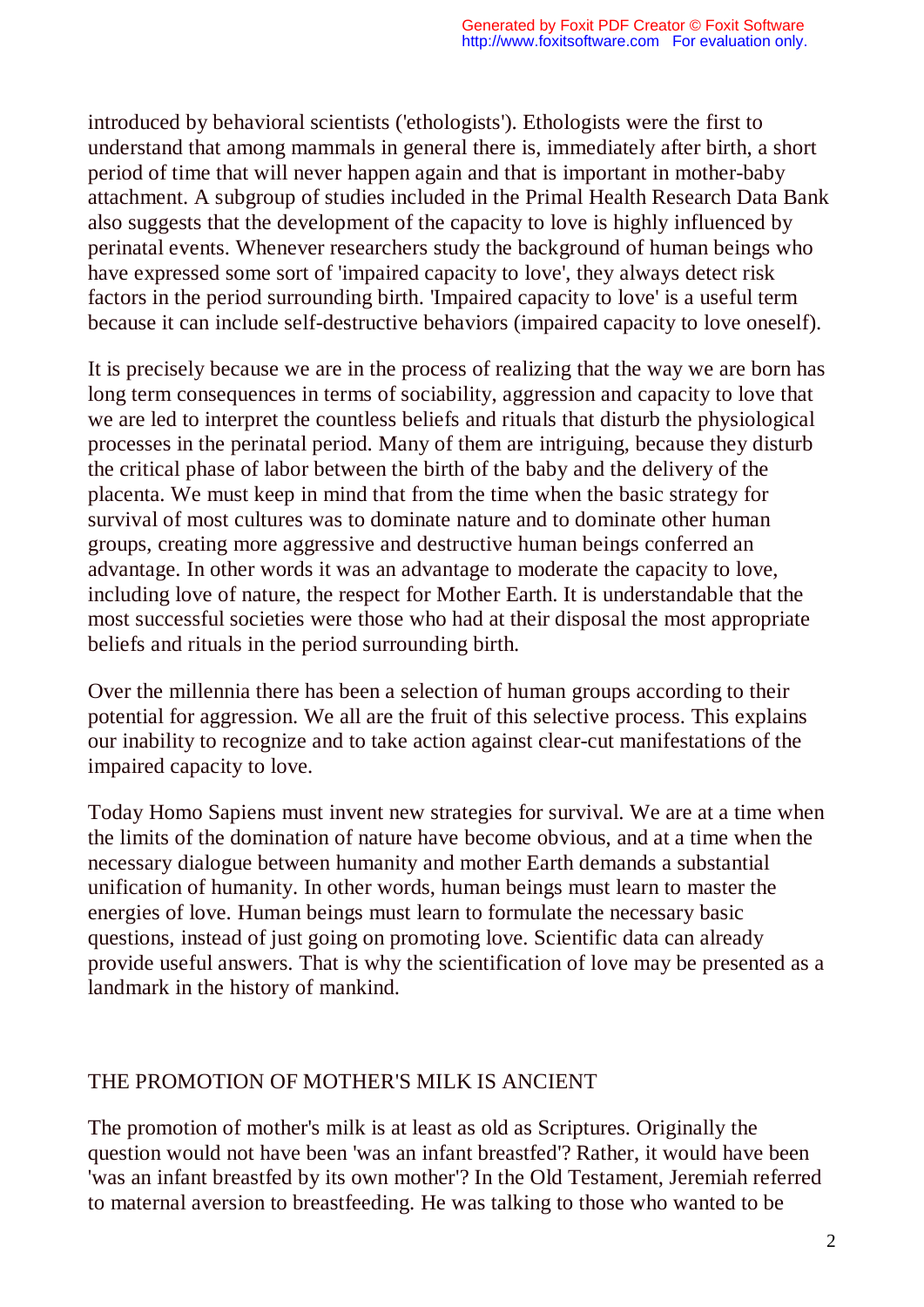introduced by behavioral scientists ('ethologists'). Ethologists were the first to understand that among mammals in general there is, immediately after birth, a short period of time that will never happen again and that is important in mother-baby attachment. A subgroup of studies included in the Primal Health Research Data Bank also suggests that the development of the capacity to love is highly influenced by perinatal events. Whenever researchers study the background of human beings who have expressed some sort of 'impaired capacity to love', they always detect risk factors in the period surrounding birth. 'Impaired capacity to love' is a useful term because it can include self-destructive behaviors (impaired capacity to love oneself).

It is precisely because we are in the process of realizing that the way we are born has long term consequences in terms of sociability, aggression and capacity to love that we are led to interpret the countless beliefs and rituals that disturb the physiological processes in the perinatal period. Many of them are intriguing, because they disturb the critical phase of labor between the birth of the baby and the delivery of the placenta. We must keep in mind that from the time when the basic strategy for survival of most cultures was to dominate nature and to dominate other human groups, creating more aggressive and destructive human beings conferred an advantage. In other words it was an advantage to moderate the capacity to love, including love of nature, the respect for Mother Earth. It is understandable that the most successful societies were those who had at their disposal the most appropriate beliefs and rituals in the period surrounding birth.

Over the millennia there has been a selection of human groups according to their potential for aggression. We all are the fruit of this selective process. This explains our inability to recognize and to take action against clear-cut manifestations of the impaired capacity to love.

Today Homo Sapiens must invent new strategies for survival. We are at a time when the limits of the domination of nature have become obvious, and at a time when the necessary dialogue between humanity and mother Earth demands a substantial unification of humanity. In other words, human beings must learn to master the energies of love. Human beings must learn to formulate the necessary basic questions, instead of just going on promoting love. Scientific data can already provide useful answers. That is why the scientification of love may be presented as a landmark in the history of mankind.

## THE PROMOTION OF MOTHER'S MILK IS ANCIENT

The promotion of mother's milk is at least as old as Scriptures. Originally the question would not have been 'was an infant breastfed'? Rather, it would have been 'was an infant breastfed by its own mother'? In the Old Testament, Jeremiah referred to maternal aversion to breastfeeding. He was talking to those who wanted to be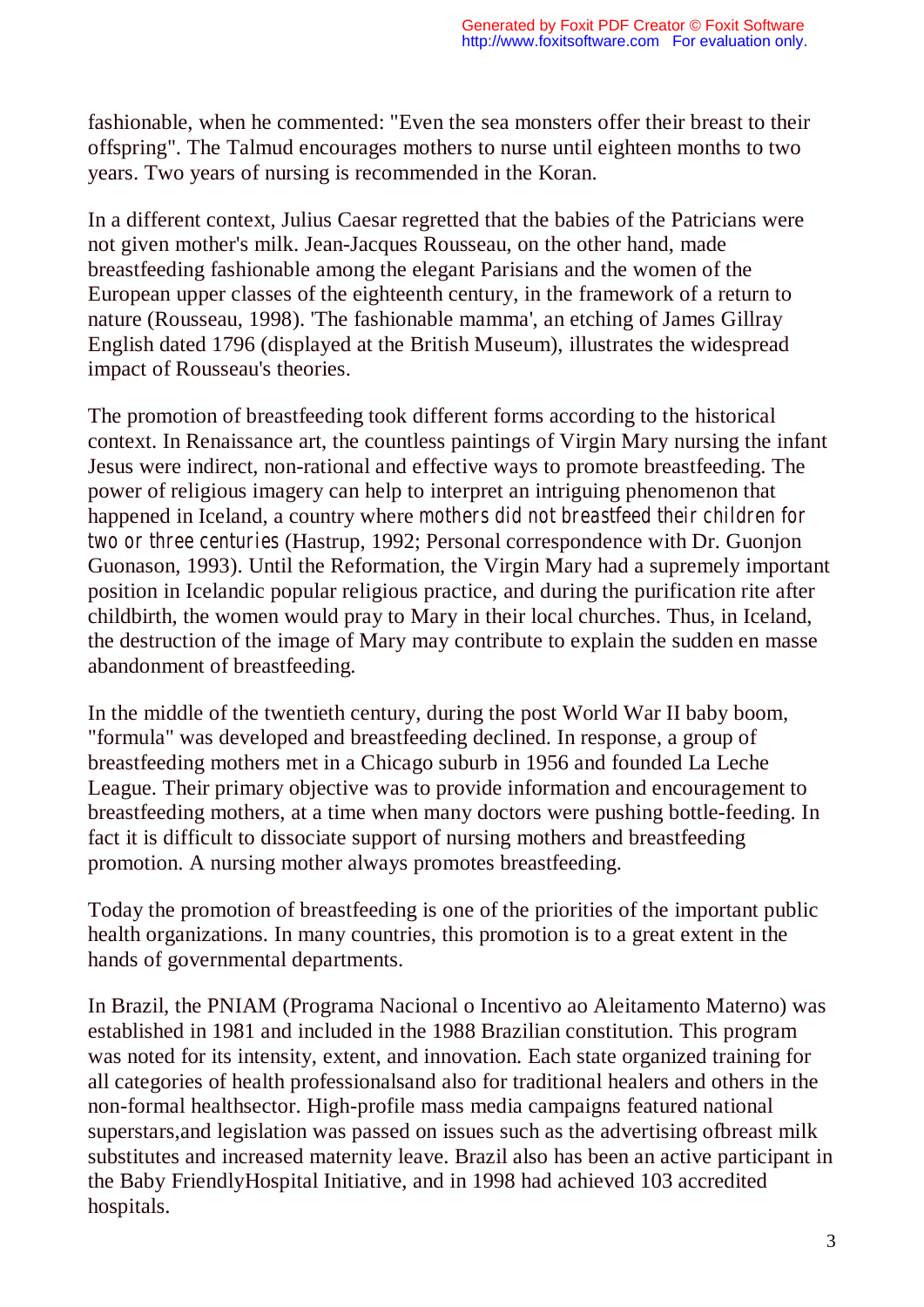fashionable, when he commented: "Even the sea monsters offer their breast to their offspring". The Talmud encourages mothers to nurse until eighteen months to two years. Two years of nursing is recommended in the Koran.

In a different context, Julius Caesar regretted that the babies of the Patricians were not given mother's milk. Jean-Jacques Rousseau, on the other hand, made breastfeeding fashionable among the elegant Parisians and the women of the European upper classes of the eighteenth century, in the framework of a return to nature (Rousseau, 1998). 'The fashionable mamma', an etching of James Gillray English dated 1796 (displayed at the British Museum), illustrates the widespread impact of Rousseau's theories.

The promotion of breastfeeding took different forms according to the historical context. In Renaissance art, the countless paintings of Virgin Mary nursing the infant Jesus were indirect, non-rational and effective ways to promote breastfeeding. The power of religious imagery can help to interpret an intriguing phenomenon that happened in Iceland, a country where mothers did not breastfeed their children for two or three centuries (Hastrup, 1992; Personal correspondence with Dr. Guonjon Guonason, 1993). Until the Reformation, the Virgin Mary had a supremely important position in Icelandic popular religious practice, and during the purification rite after childbirth, the women would pray to Mary in their local churches. Thus, in Iceland, the destruction of the image of Mary may contribute to explain the sudden en masse abandonment of breastfeeding.

In the middle of the twentieth century, during the post World War II baby boom, "formula" was developed and breastfeeding declined. In response, a group of breastfeeding mothers met in a Chicago suburb in 1956 and founded La Leche League. Their primary objective was to provide information and encouragement to breastfeeding mothers, at a time when many doctors were pushing bottle-feeding. In fact it is difficult to dissociate support of nursing mothers and breastfeeding promotion. A nursing mother always promotes breastfeeding.

Today the promotion of breastfeeding is one of the priorities of the important public health organizations. In many countries, this promotion is to a great extent in the hands of governmental departments.

In Brazil, the PNIAM (Programa Nacional o Incentivo ao Aleitamento Materno) was established in 1981 and included in the 1988 Brazilian constitution. This program was noted for its intensity, extent, and innovation. Each state organized training for all categories of health professionalsand also for traditional healers and others in the non-formal healthsector. High-profile mass media campaigns featured national superstars,and legislation was passed on issues such as the advertising ofbreast milk substitutes and increased maternity leave. Brazil also has been an active participant in the Baby FriendlyHospital Initiative, and in 1998 had achieved 103 accredited hospitals.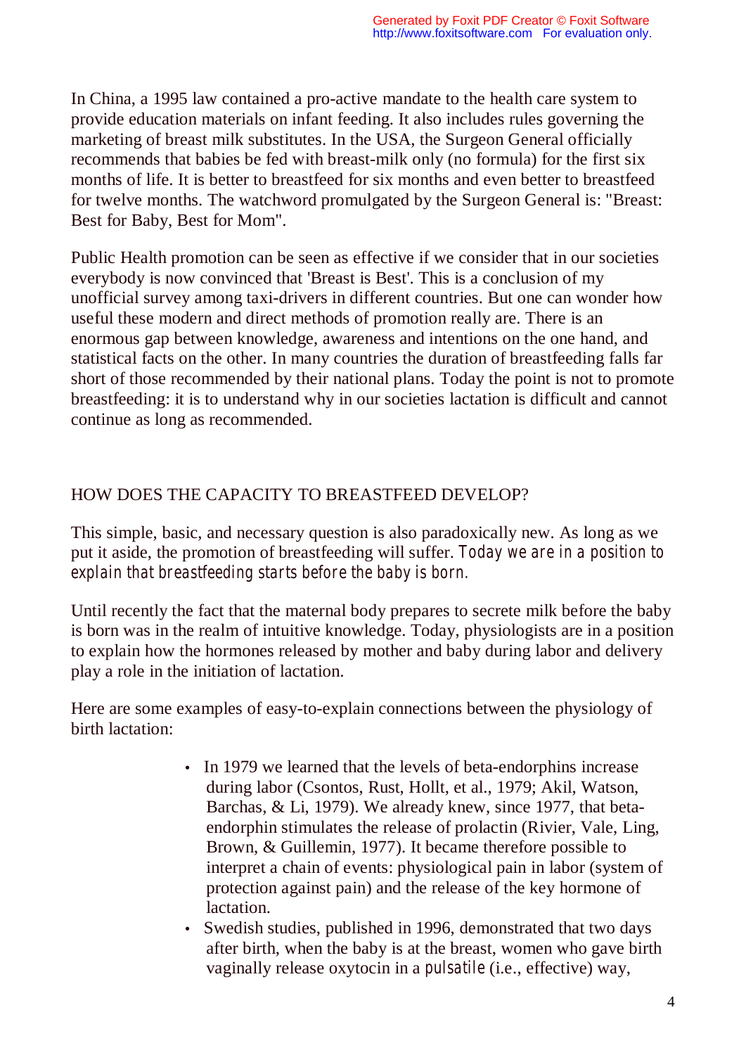In China, a 1995 law contained a pro-active mandate to the health care system to provide education materials on infant feeding. It also includes rules governing the marketing of breast milk substitutes. In the USA, the Surgeon General officially recommends that babies be fed with breast-milk only (no formula) for the first six months of life. It is better to breastfeed for six months and even better to breastfeed for twelve months. The watchword promulgated by the Surgeon General is: "Breast: Best for Baby, Best for Mom".

Public Health promotion can be seen as effective if we consider that in our societies everybody is now convinced that 'Breast is Best'. This is a conclusion of my unofficial survey among taxi-drivers in different countries. But one can wonder how useful these modern and direct methods of promotion really are. There is an enormous gap between knowledge, awareness and intentions on the one hand, and statistical facts on the other. In many countries the duration of breastfeeding falls far short of those recommended by their national plans. Today the point is not to promote breastfeeding: it is to understand why in our societies lactation is difficult and cannot continue as long as recommended.

## HOW DOES THE CAPACITY TO BREASTFEED DEVELOP?

This simple, basic, and necessary question is also paradoxically new. As long as we put it aside, the promotion of breastfeeding will suffer. Today we are in a position to explain that breastfeeding starts before the baby is born.

Until recently the fact that the maternal body prepares to secrete milk before the baby is born was in the realm of intuitive knowledge. Today, physiologists are in a position to explain how the hormones released by mother and baby during labor and delivery play a role in the initiation of lactation.

Here are some examples of easy-to-explain connections between the physiology of birth lactation:

- In 1979 we learned that the levels of beta-endorphins increase during labor (Csontos, Rust, Hollt, et al., 1979; Akil, Watson, Barchas, & Li, 1979). We already knew, since 1977, that beta-endorphin stimulates the release of prolactin (Rivier, Vale, Ling, Brown, & Guillemin, 1977). It became therefore possible to interpret a chain of events: physiological pain in labor (system of protection against pain) and the release of the key hormone of lactation.
- Swedish studies, published in 1996, demonstrated that two days after birth, when the baby is at the breast, women who gave birth vaginally release oxytocin in a pulsatile (i.e., effective) way,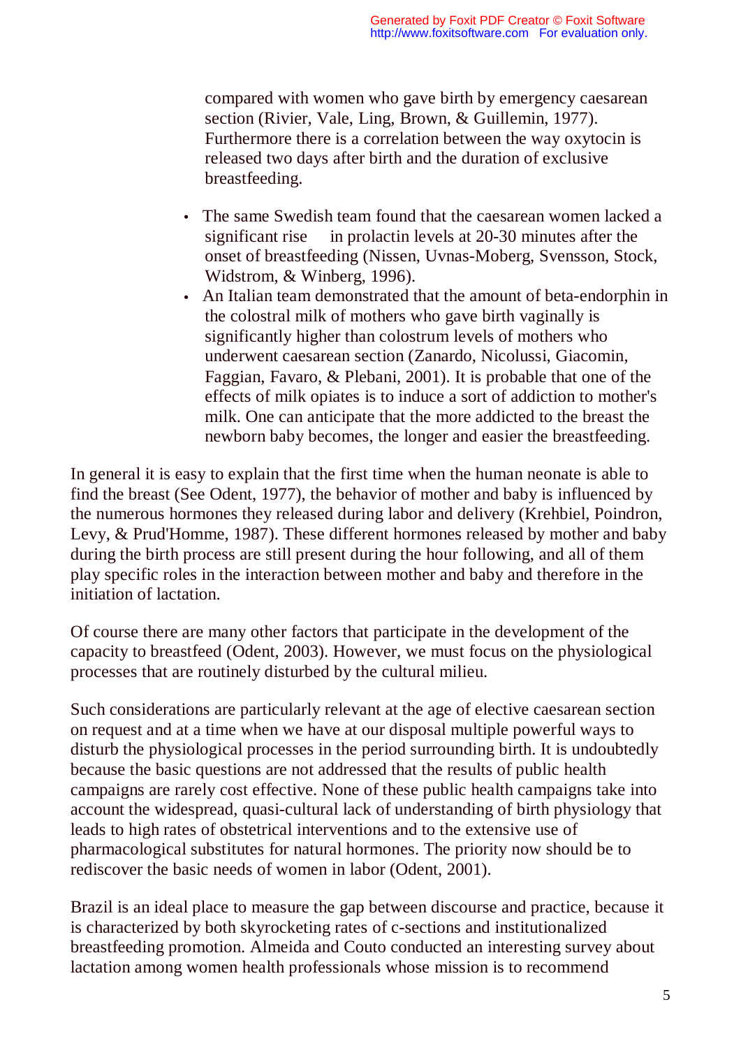compared with women who gave birth by emergency caesarean section (Rivier, Vale, Ling, Brown, & Guillemin, 1977). Furthermore there is a correlation between the way oxytocin is released two days after birth and the duration of exclusive breastfeeding.

- The same Swedish team found that the caesarean women lacked a significant rise in prolactin levels at 20-30 minutes after the onset of breastfeeding (Nissen, Uvnas-Moberg, Svensson, Stock, Widstrom, & Winberg, 1996).
- An Italian team demonstrated that the amount of beta-endorphin in the colostral milk of mothers who gave birth vaginally is significantly higher than colostrum levels of mothers who underwent caesarean section (Zanardo, Nicolussi, Giacomin, Faggian, Favaro, & Plebani, 2001). It is probable that one of the effects of milk opiates is to induce a sort of addiction to mother's milk. One can anticipate that the more addicted to the breast the newborn baby becomes, the longer and easier the breastfeeding.

In general it is easy to explain that the first time when the human neonate is able to find the breast (See Odent, 1977), the behavior of mother and baby is influenced by the numerous hormones they released during labor and delivery (Krehbiel, Poindron, Levy, & Prud'Homme, 1987). These different hormones released by mother and baby during the birth process are still present during the hour following, and all of them play specific roles in the interaction between mother and baby and therefore in the initiation of lactation.

Of course there are many other factors that participate in the development of the capacity to breastfeed (Odent, 2003). However, we must focus on the physiological processes that are routinely disturbed by the cultural milieu.

Such considerations are particularly relevant at the age of elective caesarean section on request and at a time when we have at our disposal multiple powerful ways to disturb the physiological processes in the period surrounding birth. It is undoubtedly because the basic questions are not addressed that the results of public health campaigns are rarely cost effective. None of these public health campaigns take into account the widespread, quasi-cultural lack of understanding of birth physiology that leads to high rates of obstetrical interventions and to the extensive use of pharmacological substitutes for natural hormones. The priority now should be to rediscover the basic needs of women in labor (Odent, 2001).

Brazil is an ideal place to measure the gap between discourse and practice, because it is characterized by both skyrocketing rates of c-sections and institutionalized breastfeeding promotion. Almeida and Couto conducted an interesting survey about lactation among women health professionals whose mission is to recommend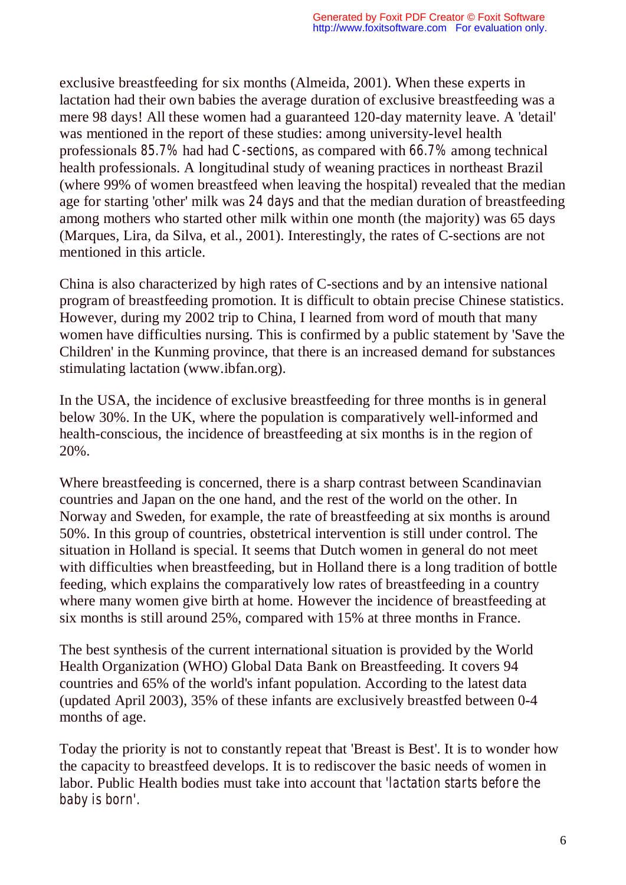exclusive breastfeeding for six months (Almeida, 2001). When these experts in lactation had their own babies the average duration of exclusive breastfeeding was a mere 98 days! All these women had a guaranteed 120-day maternity leave. A 'detail' was mentioned in the report of these studies: among university-level health professionals 85.7% had had C-sections, as compared with 66.7% among technical health professionals. A longitudinal study of weaning practices in northeast Brazil (where 99% of women breastfeed when leaving the hospital) revealed that the median age for starting 'other' milk was 24 days and that the median duration of breastfeeding among mothers who started other milk within one month (the majority) was 65 days (Marques, Lira, da Silva, et al., 2001). Interestingly, the rates of C-sections are not mentioned in this article.

China is also characterized by high rates of C-sections and by an intensive national program of breastfeeding promotion. It is difficult to obtain precise Chinese statistics. However, during my 2002 trip to China, I learned from word of mouth that many women have difficulties nursing. This is confirmed by a public statement by 'Save the Children' in the Kunming province, that there is an increased demand for substances stimulating lactation (www.ibfan.org).

In the USA, the incidence of exclusive breastfeeding for three months is in general below 30%. In the UK, where the population is comparatively well-informed and health-conscious, the incidence of breastfeeding at six months is in the region of 20%.

Where breastfeeding is concerned, there is a sharp contrast between Scandinavian countries and Japan on the one hand, and the rest of the world on the other. In Norway and Sweden, for example, the rate of breastfeeding at six months is around 50%. In this group of countries, obstetrical intervention is still under control. The situation in Holland is special. It seems that Dutch women in general do not meet with difficulties when breastfeeding, but in Holland there is a long tradition of bottle feeding, which explains the comparatively low rates of breastfeeding in a country where many women give birth at home. However the incidence of breastfeeding at six months is still around 25%, compared with 15% at three months in France.

The best synthesis of the current international situation is provided by the World Health Organization (WHO) Global Data Bank on Breastfeeding. It covers 94 countries and 65% of the world's infant population. According to the latest data (updated April 2003), 35% of these infants are exclusively breastfed between 0-4 months of age.

Today the priority is not to constantly repeat that 'Breast is Best'. It is to wonder how the capacity to breastfeed develops. It is to rediscover the basic needs of women in labor. Public Health bodies must take into account that 'lactation starts before the baby is born'.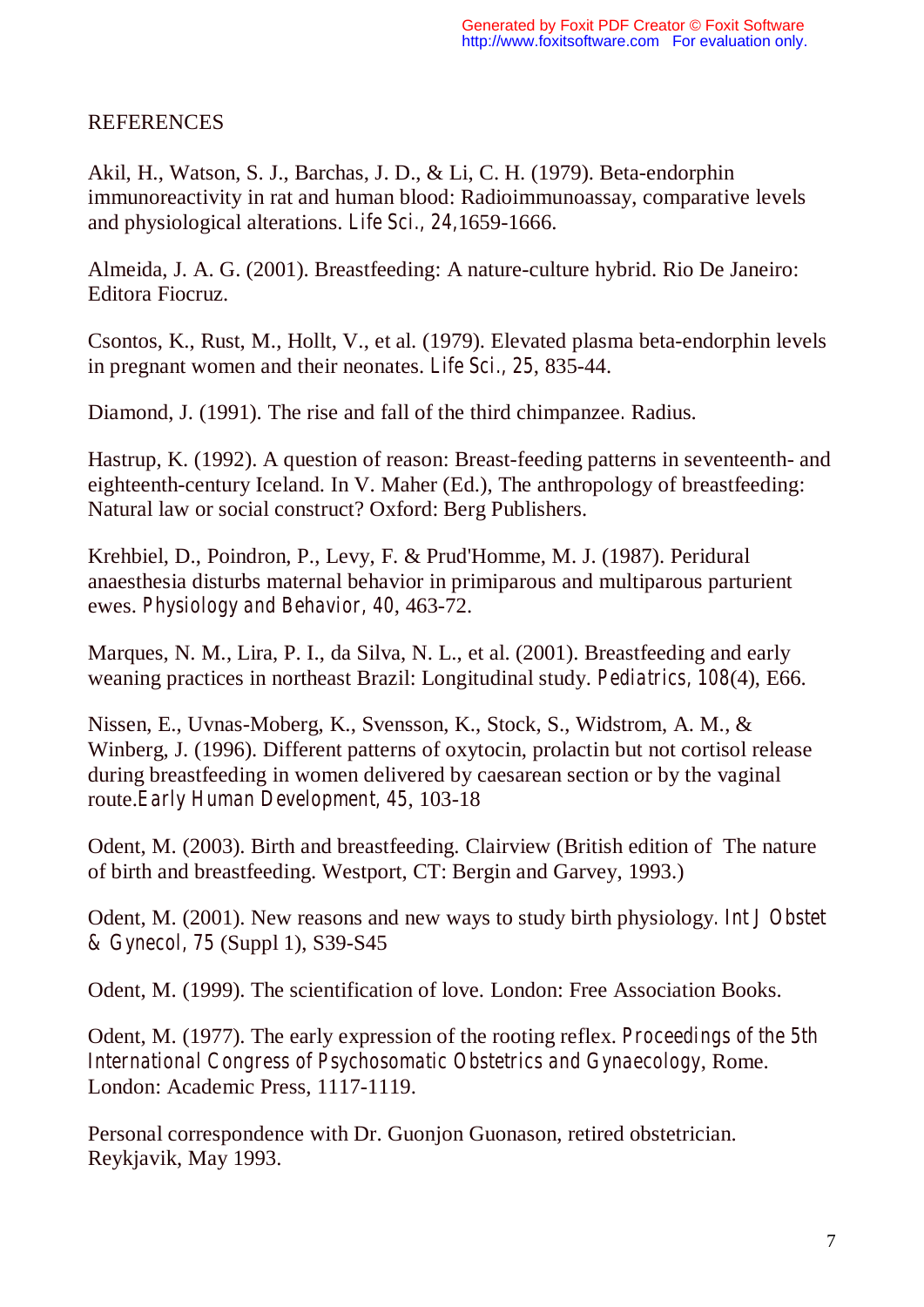REFERENCES

Akil, H., Watson, S. J., Barchas, J. D., & Li, C. H. (1979). Beta-endorphin immunoreactivity in rat and human blood: Radioimmunoassay, comparative levels and physiological alterations. *Life Sci., 24*,1659-1666.

Almeida, J. A. G. (2001). Breastfeeding: A nature-culture hybrid. Rio De Janeiro: Editora Fiocruz.

Csontos, K., Rust, M., Hollt, V., et al. (1979). Elevated plasma beta-endorphin levels in pregnant women and their neonates. *Life Sci., 25*, 835-44.

Diamond, J. (1991). The rise and fall of the third chimpanzee. Radius.

Hastrup, K. (1992). A question of reason: Breast-feeding patterns in seventeenth- and eighteenth-century Iceland. In V. Maher (Ed.), The anthropology of breastfeeding: Natural law or social construct? Oxford: Berg Publishers.

Krehbiel, D., Poindron, P., Levy, F. & Prud'Homme, M. J. (1987). Peridural anaesthesia disturbs maternal behavior in primiparous and multiparous parturient ewes. *Physiology and Behavior, 40*, 463-72.

Marques, N. M., Lira, P. I., da Silva, N. L., et al. (2001). Breastfeeding and early weaning practices in northeast Brazil: Longitudinal study. *Pediatrics, 108*(4), E66.

Nissen, E., Uvnas-Moberg, K., Svensson, K., Stock, S., Widstrom, A. M., & Winberg, J. (1996). Different patterns of oxytocin, prolactin but not cortisol release during breastfeeding in women delivered by caesarean section or by the vaginal route.*Early Human Development, 45*, 103-18

Odent, M. (2003). Birth and breastfeeding. Clairview (British edition of The nature of birth and breastfeeding. Westport, CT: Bergin and Garvey, 1993.)

Odent, M. (2001). New reasons and new ways to study birth physiology. *Int J Obstet & Gynecol, 75* (Suppl 1), S39-S45

Odent, M. (1999). The scientification of love. London: Free Association Books.

Odent, M. (1977). The early expression of the rooting reflex. *Proceedings of the 5th International Congress of Psychosomatic Obstetrics and Gynaecology*, Rome. London: Academic Press, 1117-1119.

Personal correspondence with Dr. Guonjon Guonason, retired obstetrician. Reykjavik, May 1993.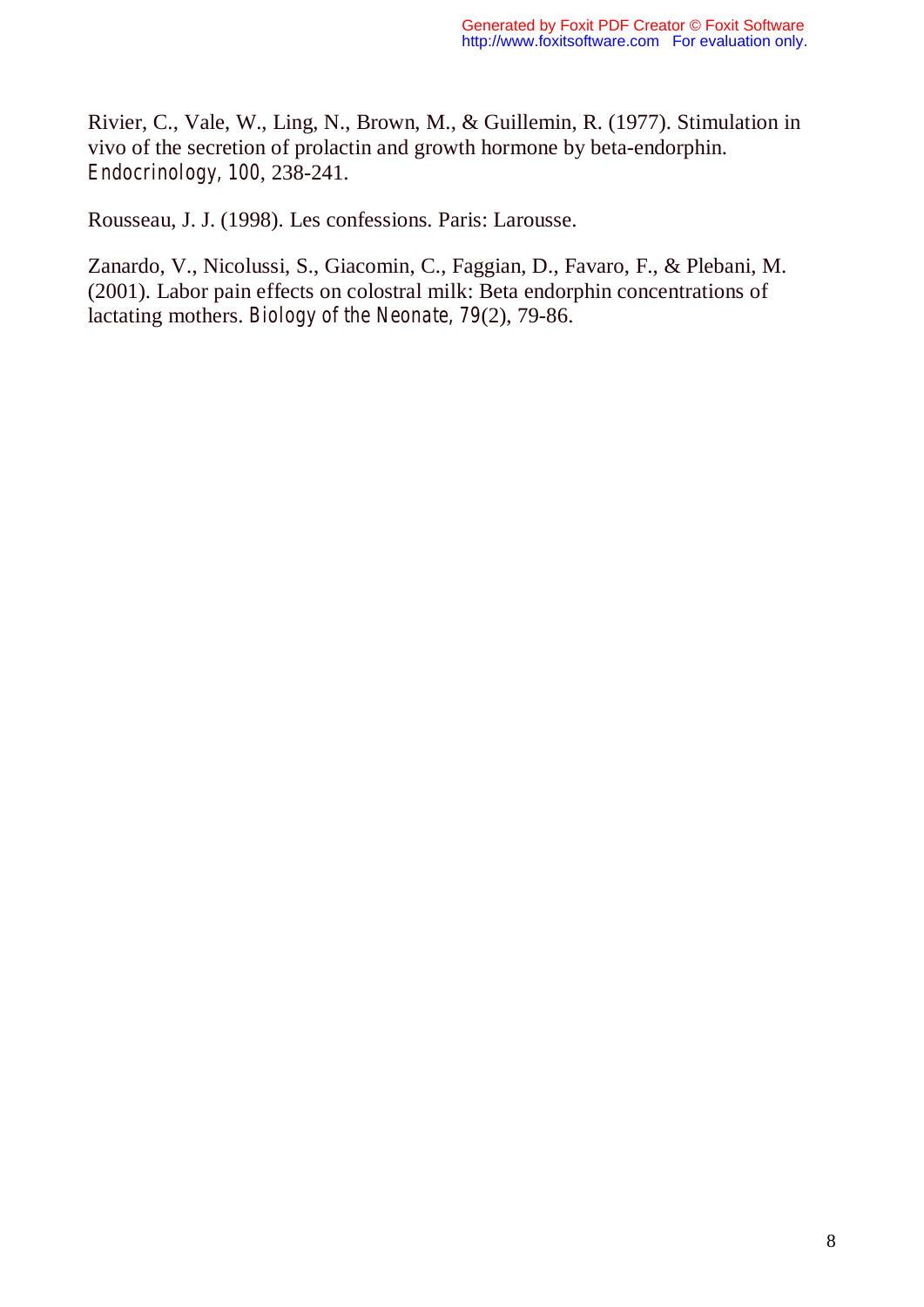Rivier, C., Vale, W., Ling, N., Brown, M., & Guillemin, R. (1977). Stimulation in vivo of the secretion of prolactin and growth hormone by beta-endorphin. *Endocrinology, 100*, 238-241.

Rousseau, J. J. (1998). Les confessions. Paris: Larousse.

Zanardo, V., Nicolussi, S., Giacomin, C., Faggian, D., Favaro, F., & Plebani, M. (2001). Labor pain effects on colostral milk: Beta endorphin concentrations of lactating mothers. *Biology of the Neonate, 79*(2), 79-86.